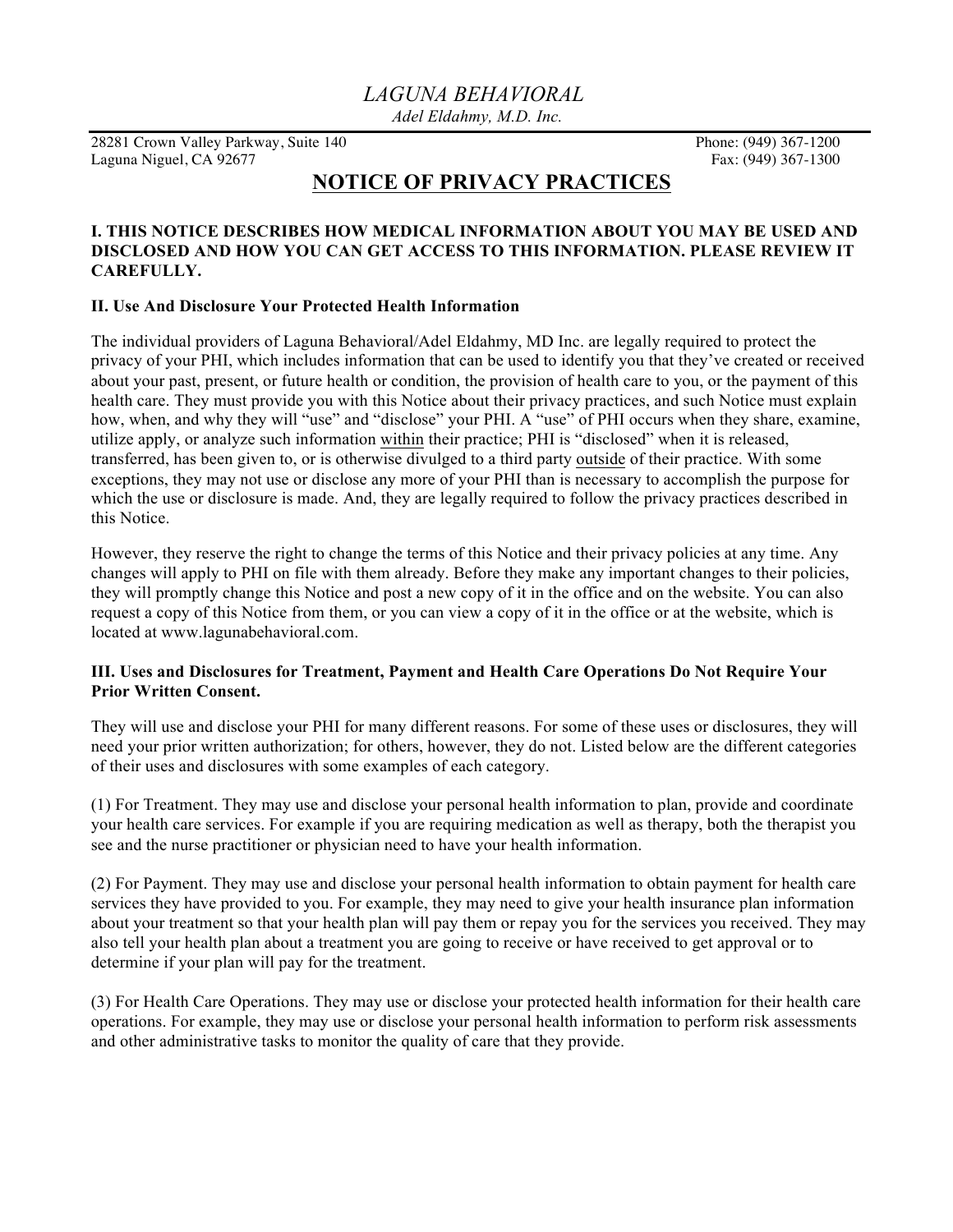*LAGUNA BEHAVIORAL*

*Adel Eldahmy, M.D. Inc.*

28281 Crown Valley Parkway, Suite 140
Laguna Niguel, CA 92677

Phone: (949) 367-1200
Fax: (949) 367-1300

# NOTICE OF PRIVACY PRACTICES

## I. THIS NOTICE DESCRIBES HOW MEDICAL INFORMATION ABOUT YOU MAY BE USED AND DISCLOSED AND HOW YOU CAN GET ACCESS TO THIS INFORMATION. PLEASE REVIEW IT CAREFULLY.

## II. Use And Disclosure Your Protected Health Information

The individual providers of Laguna Behavioral/Adel Eldahmy, MD Inc. are legally required to protect the privacy of your PHI, which includes information that can be used to identify you that they've created or received about your past, present, or future health or condition, the provision of health care to you, or the payment of this health care. They must provide you with this Notice about their privacy practices, and such Notice must explain how, when, and why they will "use" and "disclose" your PHI. A "use" of PHI occurs when they share, examine, utilize apply, or analyze such information <u>within</u> their practice; PHI is "disclosed" when it is released, transferred, has been given to, or is otherwise divulged to a third party <u>outside</u> of their practice. With some exceptions, they may not use or disclose any more of your PHI than is necessary to accomplish the purpose for which the use or disclosure is made. And, they are legally required to follow the privacy practices described in this Notice.

However, they reserve the right to change the terms of this Notice and their privacy policies at any time. Any changes will apply to PHI on file with them already. Before they make any important changes to their policies, they will promptly change this Notice and post a new copy of it in the office and on the website. You can also request a copy of this Notice from them, or you can view a copy of it in the office or at the website, which is located at www.lagunabehavioral.com.

## III. Uses and Disclosures for Treatment, Payment and Health Care Operations Do Not Require Your Prior Written Consent.

They will use and disclose your PHI for many different reasons. For some of these uses or disclosures, they will need your prior written authorization; for others, however, they do not. Listed below are the different categories of their uses and disclosures with some examples of each category.

(1) For Treatment. They may use and disclose your personal health information to plan, provide and coordinate your health care services. For example if you are requiring medication as well as therapy, both the therapist you see and the nurse practitioner or physician need to have your health information.

(2) For Payment. They may use and disclose your personal health information to obtain payment for health care services they have provided to you. For example, they may need to give your health insurance plan information about your treatment so that your health plan will pay them or repay you for the services you received. They may also tell your health plan about a treatment you are going to receive or have received to get approval or to determine if your plan will pay for the treatment.

(3) For Health Care Operations. They may use or disclose your protected health information for their health care operations. For example, they may use or disclose your personal health information to perform risk assessments and other administrative tasks to monitor the quality of care that they provide.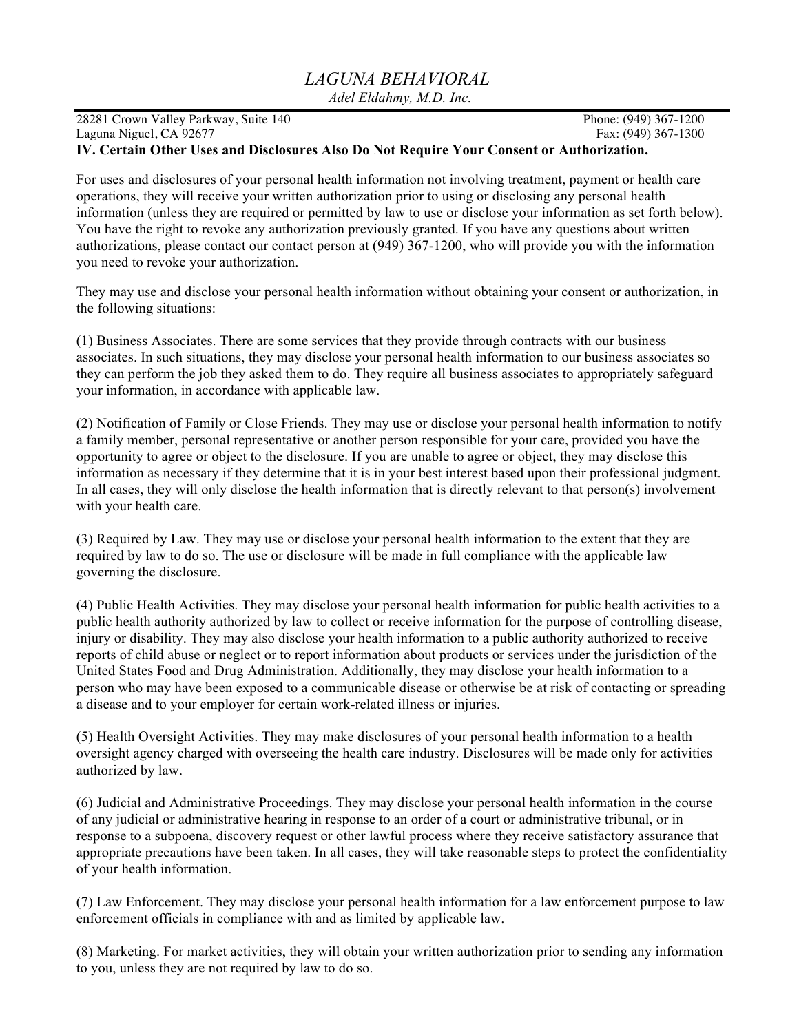### IV. Certain Other Uses and Disclosures Also Do Not Require Your Consent or Authorization.

For uses and disclosures of your personal health information not involving treatment, payment or health care operations, they will receive your written authorization prior to using or disclosing any personal health information (unless they are required or permitted by law to use or disclose your information as set forth below). You have the right to revoke any authorization previously granted. If you have any questions about written authorizations, please contact our contact person at (949) 367-1200, who will provide you with the information you need to revoke your authorization.

They may use and disclose your personal health information without obtaining your consent or authorization, in the following situations:

(1) Business Associates. There are some services that they provide through contracts with our business associates. In such situations, they may disclose your personal health information to our business associates so they can perform the job they asked them to do. They require all business associates to appropriately safeguard your information, in accordance with applicable law.

(2) Notification of Family or Close Friends. They may use or disclose your personal health information to notify a family member, personal representative or another person responsible for your care, provided you have the opportunity to agree or object to the disclosure. If you are unable to agree or object, they may disclose this information as necessary if they determine that it is in your best interest based upon their professional judgment. In all cases, they will only disclose the health information that is directly relevant to that person(s) involvement with your health care.

(3) Required by Law. They may use or disclose your personal health information to the extent that they are required by law to do so. The use or disclosure will be made in full compliance with the applicable law governing the disclosure.

(4) Public Health Activities. They may disclose your personal health information for public health activities to a public health authority authorized by law to collect or receive information for the purpose of controlling disease, injury or disability. They may also disclose your health information to a public authority authorized to receive reports of child abuse or neglect or to report information about products or services under the jurisdiction of the United States Food and Drug Administration. Additionally, they may disclose your health information to a person who may have been exposed to a communicable disease or otherwise be at risk of contacting or spreading a disease and to your employer for certain work-related illness or injuries.

(5) Health Oversight Activities. They may make disclosures of your personal health information to a health oversight agency charged with overseeing the health care industry. Disclosures will be made only for activities authorized by law.

(6) Judicial and Administrative Proceedings. They may disclose your personal health information in the course of any judicial or administrative hearing in response to an order of a court or administrative tribunal, or in response to a subpoena, discovery request or other lawful process where they receive satisfactory assurance that appropriate precautions have been taken. In all cases, they will take reasonable steps to protect the confidentiality of your health information.

(7) Law Enforcement. They may disclose your personal health information for a law enforcement purpose to law enforcement officials in compliance with and as limited by applicable law.

(8) Marketing. For market activities, they will obtain your written authorization prior to sending any information to you, unless they are not required by law to do so.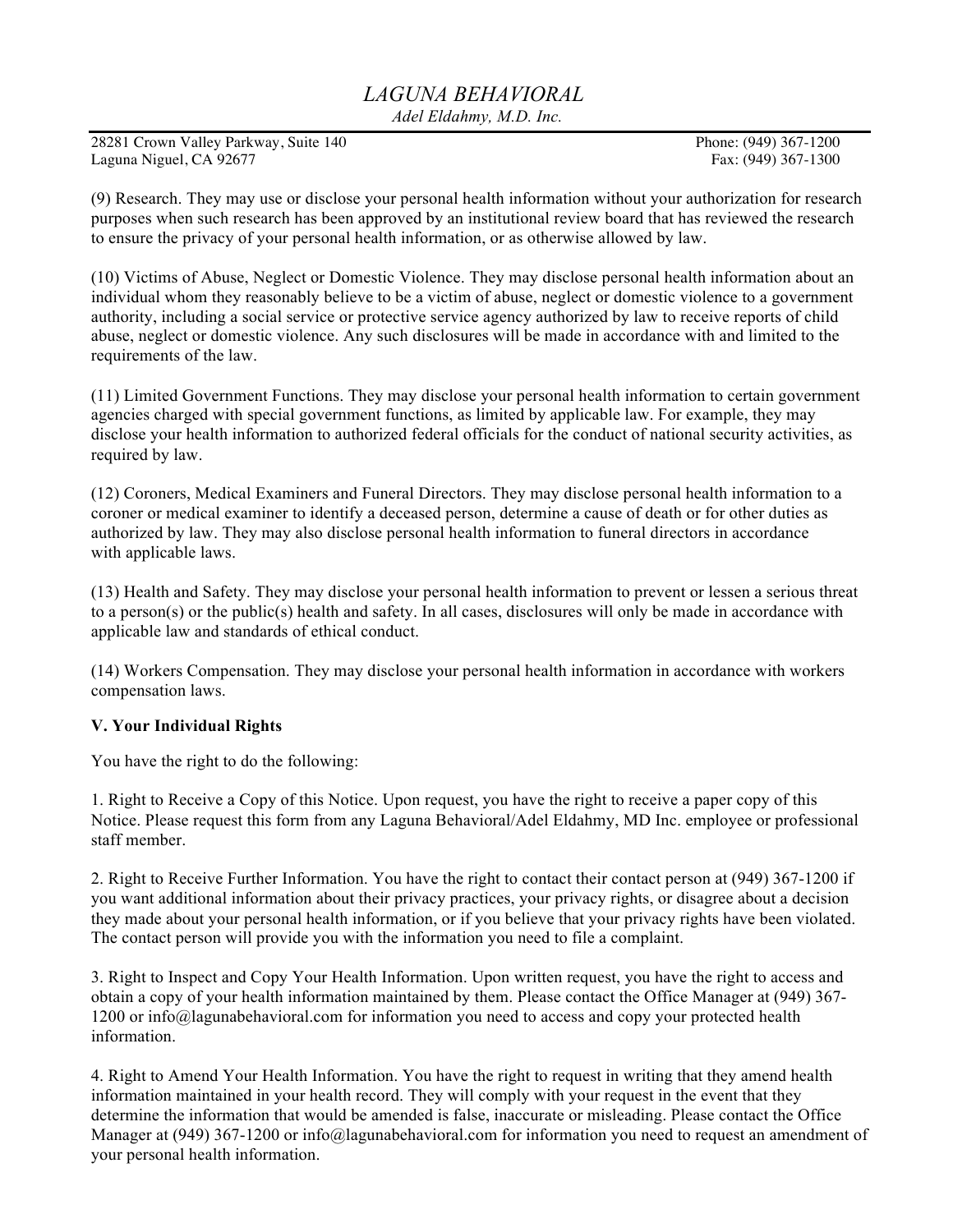(9) Research. They may use or disclose your personal health information without your authorization for research purposes when such research has been approved by an institutional review board that has reviewed the research to ensure the privacy of your personal health information, or as otherwise allowed by law.

(10) Victims of Abuse, Neglect or Domestic Violence. They may disclose personal health information about an individual whom they reasonably believe to be a victim of abuse, neglect or domestic violence to a government authority, including a social service or protective service agency authorized by law to receive reports of child abuse, neglect or domestic violence. Any such disclosures will be made in accordance with and limited to the requirements of the law.

(11) Limited Government Functions. They may disclose your personal health information to certain government agencies charged with special government functions, as limited by applicable law. For example, they may disclose your health information to authorized federal officials for the conduct of national security activities, as required by law.

(12) Coroners, Medical Examiners and Funeral Directors. They may disclose personal health information to a coroner or medical examiner to identify a deceased person, determine a cause of death or for other duties as authorized by law. They may also disclose personal health information to funeral directors in accordance with applicable laws.

(13) Health and Safety. They may disclose your personal health information to prevent or lessen a serious threat to a person(s) or the public(s) health and safety. In all cases, disclosures will only be made in accordance with applicable law and standards of ethical conduct.

(14) Workers Compensation. They may disclose your personal health information in accordance with workers compensation laws.

**V. Your Individual Rights**

You have the right to do the following:

1. Right to Receive a Copy of this Notice. Upon request, you have the right to receive a paper copy of this Notice. Please request this form from any Laguna Behavioral/Adel Eldahmy, MD Inc. employee or professional staff member.

2. Right to Receive Further Information. You have the right to contact their contact person at (949) 367-1200 if you want additional information about their privacy practices, your privacy rights, or disagree about a decision they made about your personal health information, or if you believe that your privacy rights have been violated. The contact person will provide you with the information you need to file a complaint.

3. Right to Inspect and Copy Your Health Information. Upon written request, you have the right to access and obtain a copy of your health information maintained by them. Please contact the Office Manager at (949) 367-1200 or info@lagunabehavioral.com for information you need to access and copy your protected health information.

4. Right to Amend Your Health Information. You have the right to request in writing that they amend health information maintained in your health record. They will comply with your request in the event that they determine the information that would be amended is false, inaccurate or misleading. Please contact the Office Manager at (949) 367-1200 or info@lagunabehavioral.com for information you need to request an amendment of your personal health information.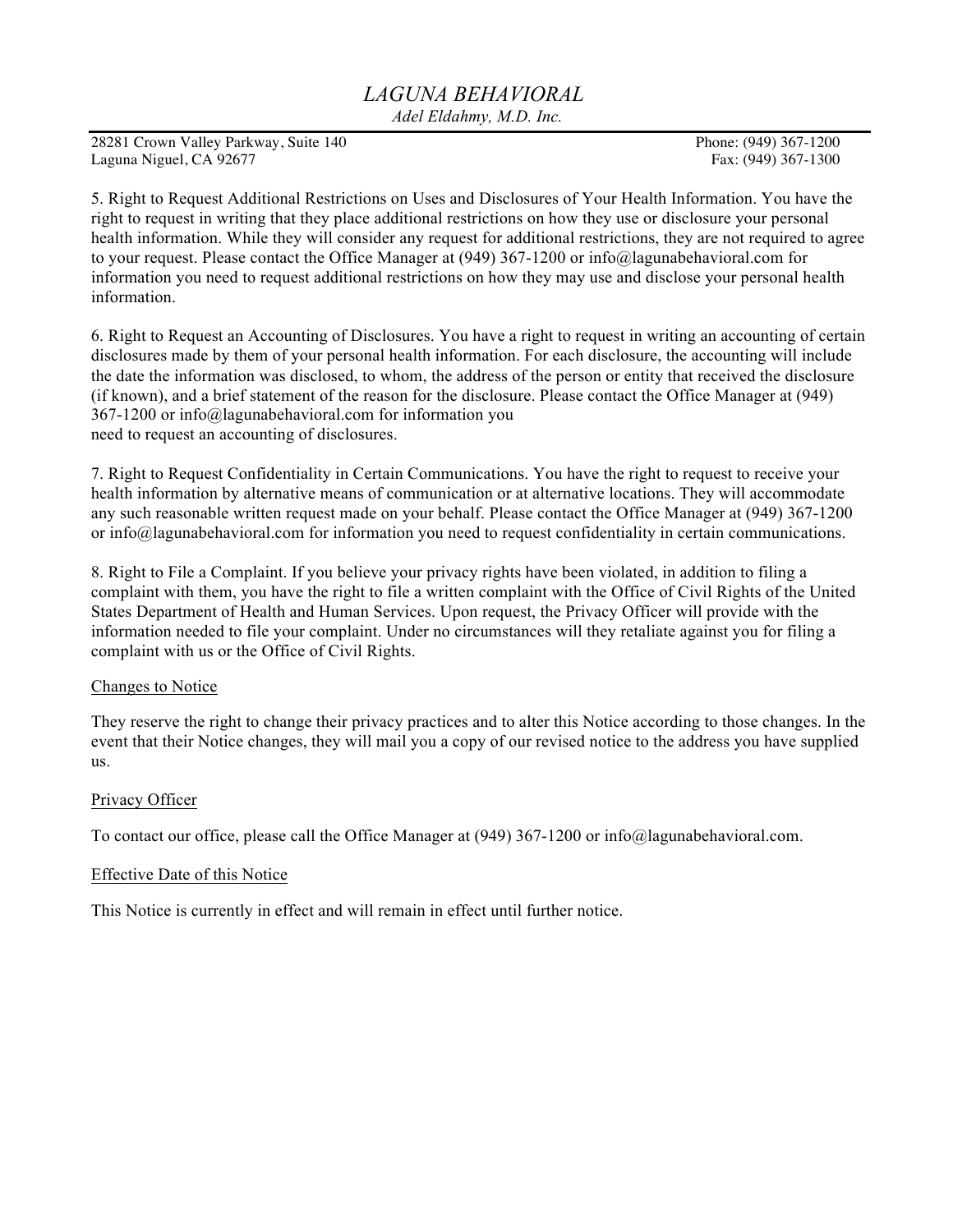5. Right to Request Additional Restrictions on Uses and Disclosures of Your Health Information. You have the right to request in writing that they place additional restrictions on how they use or disclosure your personal health information. While they will consider any request for additional restrictions, they are not required to agree to your request. Please contact the Office Manager at (949) 367-1200 or info@lagunabehavioral.com for information you need to request additional restrictions on how they may use and disclose your personal health information.

6. Right to Request an Accounting of Disclosures. You have a right to request in writing an accounting of certain disclosures made by them of your personal health information. For each disclosure, the accounting will include the date the information was disclosed, to whom, the address of the person or entity that received the disclosure (if known), and a brief statement of the reason for the disclosure. Please contact the Office Manager at (949) 367-1200 or info@lagunabehavioral.com for information you need to request an accounting of disclosures.

7. Right to Request Confidentiality in Certain Communications. You have the right to request to receive your health information by alternative means of communication or at alternative locations. They will accommodate any such reasonable written request made on your behalf. Please contact the Office Manager at (949) 367-1200 or info@lagunabehavioral.com for information you need to request confidentiality in certain communications.

8. Right to File a Complaint. If you believe your privacy rights have been violated, in addition to filing a complaint with them, you have the right to file a written complaint with the Office of Civil Rights of the United States Department of Health and Human Services. Upon request, the Privacy Officer will provide with the information needed to file your complaint. Under no circumstances will they retaliate against you for filing a complaint with us or the Office of Civil Rights.

## Changes to Notice

They reserve the right to change their privacy practices and to alter this Notice according to those changes. In the event that their Notice changes, they will mail you a copy of our revised notice to the address you have supplied us.

## Privacy Officer

To contact our office, please call the Office Manager at (949) 367-1200 or info@lagunabehavioral.com.

## Effective Date of this Notice

This Notice is currently in effect and will remain in effect until further notice.